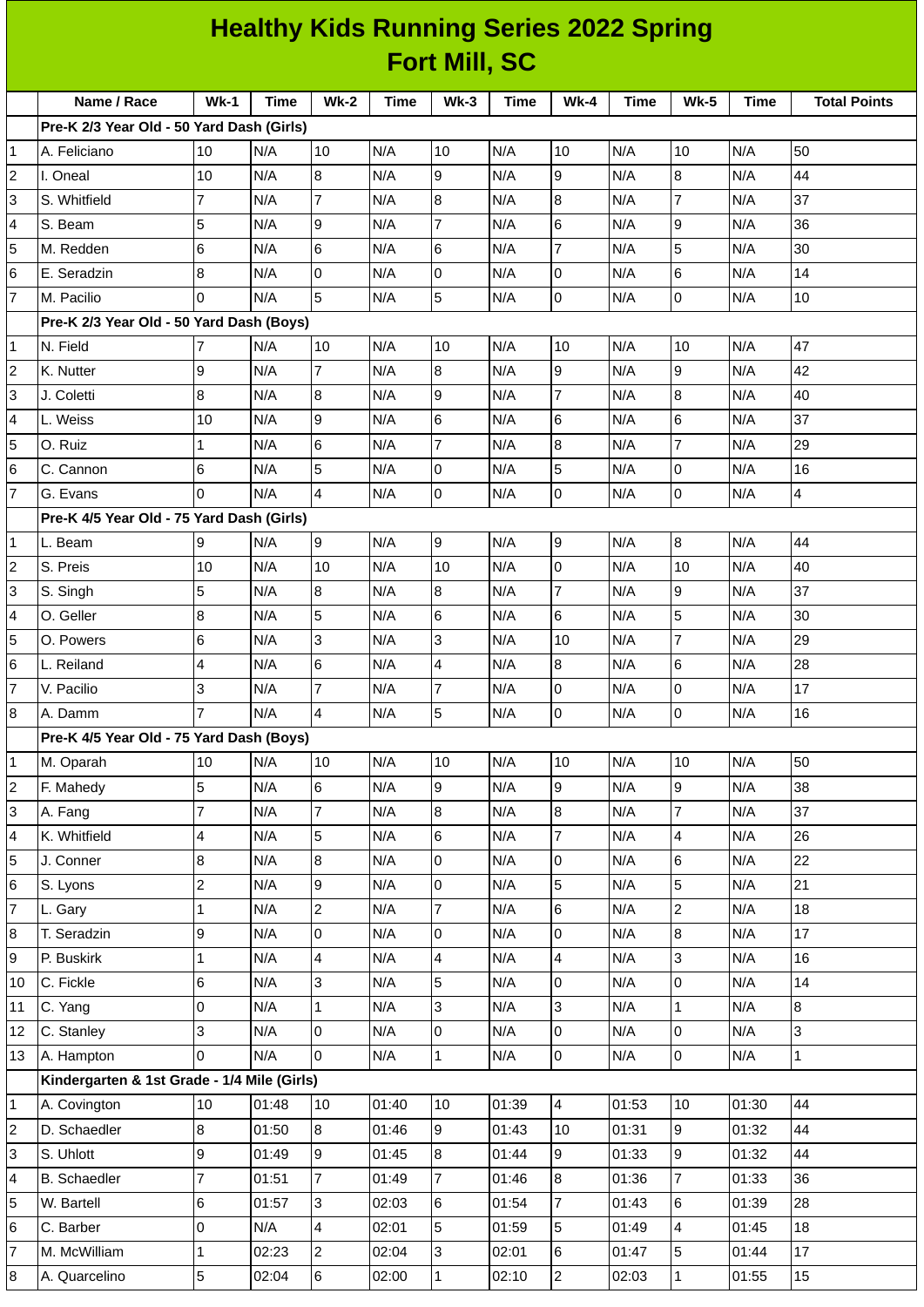# Healthy Kids Running Series 2022 Spring
## Fort Mill, SC

| | Name / Race | Wk-1 | Time | Wk-2 | Time | Wk-3 | Time | Wk-4 | Time | Wk-5 | Time | Total Points |
|---|---|---|---|---|---|---|---|---|---|---|---|---|
| | **Pre-K 2/3 Year Old - 50 Yard Dash (Girls)** | | | | | | | | | | | |
| 1 | A. Feliciano | 10 | N/A | 10 | N/A | 10 | N/A | 10 | N/A | 10 | N/A | 50 |
| 2 | I. Oneal | 10 | N/A | 8 | N/A | 9 | N/A | 9 | N/A | 8 | N/A | 44 |
| 3 | S. Whitfield | 7 | N/A | 7 | N/A | 8 | N/A | 8 | N/A | 7 | N/A | 37 |
| 4 | S. Beam | 5 | N/A | 9 | N/A | 7 | N/A | 6 | N/A | 9 | N/A | 36 |
| 5 | M. Redden | 6 | N/A | 6 | N/A | 6 | N/A | 7 | N/A | 5 | N/A | 30 |
| 6 | E. Seradzin | 8 | N/A | 0 | N/A | 0 | N/A | 0 | N/A | 6 | N/A | 14 |
| 7 | M. Pacilio | 0 | N/A | 5 | N/A | 5 | N/A | 0 | N/A | 0 | N/A | 10 |
| | **Pre-K 2/3 Year Old - 50 Yard Dash (Boys)** | | | | | | | | | | | |
| 1 | N. Field | 7 | N/A | 10 | N/A | 10 | N/A | 10 | N/A | 10 | N/A | 47 |
| 2 | K. Nutter | 9 | N/A | 7 | N/A | 8 | N/A | 9 | N/A | 9 | N/A | 42 |
| 3 | J. Coletti | 8 | N/A | 8 | N/A | 9 | N/A | 7 | N/A | 8 | N/A | 40 |
| 4 | L. Weiss | 10 | N/A | 9 | N/A | 6 | N/A | 6 | N/A | 6 | N/A | 37 |
| 5 | O. Ruiz | 1 | N/A | 6 | N/A | 7 | N/A | 8 | N/A | 7 | N/A | 29 |
| 6 | C. Cannon | 6 | N/A | 5 | N/A | 0 | N/A | 5 | N/A | 0 | N/A | 16 |
| 7 | G. Evans | 0 | N/A | 4 | N/A | 0 | N/A | 0 | N/A | 0 | N/A | 4 |
| | **Pre-K 4/5 Year Old - 75 Yard Dash (Girls)** | | | | | | | | | | | |
| 1 | L. Beam | 9 | N/A | 9 | N/A | 9 | N/A | 9 | N/A | 8 | N/A | 44 |
| 2 | S. Preis | 10 | N/A | 10 | N/A | 10 | N/A | 0 | N/A | 10 | N/A | 40 |
| 3 | S. Singh | 5 | N/A | 8 | N/A | 8 | N/A | 7 | N/A | 9 | N/A | 37 |
| 4 | O. Geller | 8 | N/A | 5 | N/A | 6 | N/A | 6 | N/A | 5 | N/A | 30 |
| 5 | O. Powers | 6 | N/A | 3 | N/A | 3 | N/A | 10 | N/A | 7 | N/A | 29 |
| 6 | L. Reiland | 4 | N/A | 6 | N/A | 4 | N/A | 8 | N/A | 6 | N/A | 28 |
| 7 | V. Pacilio | 3 | N/A | 7 | N/A | 7 | N/A | 0 | N/A | 0 | N/A | 17 |
| 8 | A. Damm | 7 | N/A | 4 | N/A | 5 | N/A | 0 | N/A | 0 | N/A | 16 |
| | **Pre-K 4/5 Year Old - 75 Yard Dash (Boys)** | | | | | | | | | | | |
| 1 | M. Oparah | 10 | N/A | 10 | N/A | 10 | N/A | 10 | N/A | 10 | N/A | 50 |
| 2 | F. Mahedy | 5 | N/A | 6 | N/A | 9 | N/A | 9 | N/A | 9 | N/A | 38 |
| 3 | A. Fang | 7 | N/A | 7 | N/A | 8 | N/A | 8 | N/A | 7 | N/A | 37 |
| 4 | K. Whitfield | 4 | N/A | 5 | N/A | 6 | N/A | 7 | N/A | 4 | N/A | 26 |
| 5 | J. Conner | 8 | N/A | 8 | N/A | 0 | N/A | 0 | N/A | 6 | N/A | 22 |
| 6 | S. Lyons | 2 | N/A | 9 | N/A | 0 | N/A | 5 | N/A | 5 | N/A | 21 |
| 7 | L. Gary | 1 | N/A | 2 | N/A | 7 | N/A | 6 | N/A | 2 | N/A | 18 |
| 8 | T. Seradzin | 9 | N/A | 0 | N/A | 0 | N/A | 0 | N/A | 8 | N/A | 17 |
| 9 | P. Buskirk | 1 | N/A | 4 | N/A | 4 | N/A | 4 | N/A | 3 | N/A | 16 |
| 10 | C. Fickle | 6 | N/A | 3 | N/A | 5 | N/A | 0 | N/A | 0 | N/A | 14 |
| 11 | C. Yang | 0 | N/A | 1 | N/A | 3 | N/A | 3 | N/A | 1 | N/A | 8 |
| 12 | C. Stanley | 3 | N/A | 0 | N/A | 0 | N/A | 0 | N/A | 0 | N/A | 3 |
| 13 | A. Hampton | 0 | N/A | 0 | N/A | 1 | N/A | 0 | N/A | 0 | N/A | 1 |
| | **Kindergarten & 1st Grade - 1/4 Mile (Girls)** | | | | | | | | | | | |
| 1 | A. Covington | 10 | 01:48 | 10 | 01:40 | 10 | 01:39 | 4 | 01:53 | 10 | 01:30 | 44 |
| 2 | D. Schaedler | 8 | 01:50 | 8 | 01:46 | 9 | 01:43 | 10 | 01:31 | 9 | 01:32 | 44 |
| 3 | S. Uhlott | 9 | 01:49 | 9 | 01:45 | 8 | 01:44 | 9 | 01:33 | 9 | 01:32 | 44 |
| 4 | B. Schaedler | 7 | 01:51 | 7 | 01:49 | 7 | 01:46 | 8 | 01:36 | 7 | 01:33 | 36 |
| 5 | W. Bartell | 6 | 01:57 | 3 | 02:03 | 6 | 01:54 | 7 | 01:43 | 6 | 01:39 | 28 |
| 6 | C. Barber | 0 | N/A | 4 | 02:01 | 5 | 01:59 | 5 | 01:49 | 4 | 01:45 | 18 |
| 7 | M. McWilliam | 1 | 02:23 | 2 | 02:04 | 3 | 02:01 | 6 | 01:47 | 5 | 01:44 | 17 |
| 8 | A. Quarcelino | 5 | 02:04 | 6 | 02:00 | 1 | 02:10 | 2 | 02:03 | 1 | 01:55 | 15 |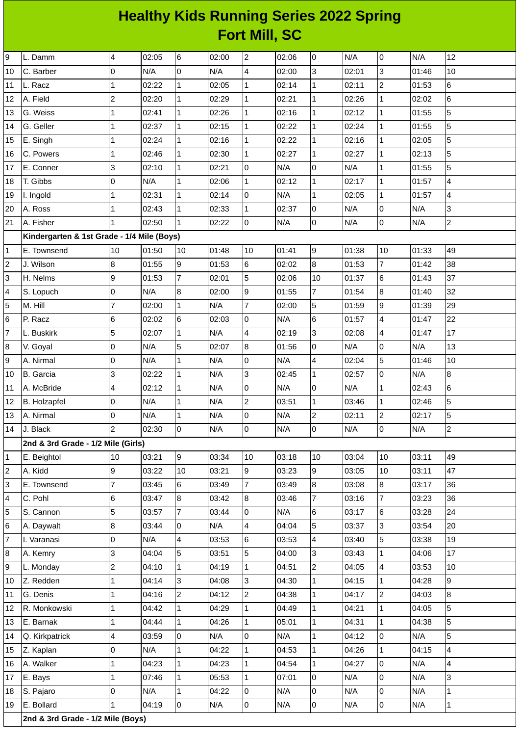# Healthy Kids Running Series 2022 Spring
## Fort Mill, SC

| | | | | | | | | | | | | |
|---|---|---|---|---|---|---|---|---|---|---|---|---|
| 9 | L. Damm | 4 | 02:05 | 6 | 02:00 | 2 | 02:06 | 0 | N/A | 0 | N/A | 12 |
| 10 | C. Barber | 0 | N/A | 0 | N/A | 4 | 02:00 | 3 | 02:01 | 3 | 01:46 | 10 |
| 11 | L. Racz | 1 | 02:22 | 1 | 02:05 | 1 | 02:14 | 1 | 02:11 | 2 | 01:53 | 6 |
| 12 | A. Field | 2 | 02:20 | 1 | 02:29 | 1 | 02:21 | 1 | 02:26 | 1 | 02:02 | 6 |
| 13 | G. Weiss | 1 | 02:41 | 1 | 02:26 | 1 | 02:16 | 1 | 02:12 | 1 | 01:55 | 5 |
| 14 | G. Geller | 1 | 02:37 | 1 | 02:15 | 1 | 02:22 | 1 | 02:24 | 1 | 01:55 | 5 |
| 15 | E. Singh | 1 | 02:24 | 1 | 02:16 | 1 | 02:22 | 1 | 02:16 | 1 | 02:05 | 5 |
| 16 | C. Powers | 1 | 02:46 | 1 | 02:30 | 1 | 02:27 | 1 | 02:27 | 1 | 02:13 | 5 |
| 17 | E. Conner | 3 | 02:10 | 1 | 02:21 | 0 | N/A | 0 | N/A | 1 | 01:55 | 5 |
| 18 | T. Gibbs | 0 | N/A | 1 | 02:06 | 1 | 02:12 | 1 | 02:17 | 1 | 01:57 | 4 |
| 19 | I. Ingold | 1 | 02:31 | 1 | 02:14 | 0 | N/A | 1 | 02:05 | 1 | 01:57 | 4 |
| 20 | A. Ross | 1 | 02:43 | 1 | 02:33 | 1 | 02:37 | 0 | N/A | 0 | N/A | 3 |
| 21 | A. Fisher | 1 | 02:50 | 1 | 02:22 | 0 | N/A | 0 | N/A | 0 | N/A | 2 |
| | **Kindergarten & 1st Grade - 1/4 Mile (Boys)** | | | | | | | | | | | |
| 1 | E. Townsend | 10 | 01:50 | 10 | 01:48 | 10 | 01:41 | 9 | 01:38 | 10 | 01:33 | 49 |
| 2 | J. Wilson | 8 | 01:55 | 9 | 01:53 | 6 | 02:02 | 8 | 01:53 | 7 | 01:42 | 38 |
| 3 | H. Nelms | 9 | 01:53 | 7 | 02:01 | 5 | 02:06 | 10 | 01:37 | 6 | 01:43 | 37 |
| 4 | S. Lopuch | 0 | N/A | 8 | 02:00 | 9 | 01:55 | 7 | 01:54 | 8 | 01:40 | 32 |
| 5 | M. Hill | 7 | 02:00 | 1 | N/A | 7 | 02:00 | 5 | 01:59 | 9 | 01:39 | 29 |
| 6 | P. Racz | 6 | 02:02 | 6 | 02:03 | 0 | N/A | 6 | 01:57 | 4 | 01:47 | 22 |
| 7 | L. Buskirk | 5 | 02:07 | 1 | N/A | 4 | 02:19 | 3 | 02:08 | 4 | 01:47 | 17 |
| 8 | V. Goyal | 0 | N/A | 5 | 02:07 | 8 | 01:56 | 0 | N/A | 0 | N/A | 13 |
| 9 | A. Nirmal | 0 | N/A | 1 | N/A | 0 | N/A | 4 | 02:04 | 5 | 01:46 | 10 |
| 10 | B. Garcia | 3 | 02:22 | 1 | N/A | 3 | 02:45 | 1 | 02:57 | 0 | N/A | 8 |
| 11 | A. McBride | 4 | 02:12 | 1 | N/A | 0 | N/A | 0 | N/A | 1 | 02:43 | 6 |
| 12 | B. Holzapfel | 0 | N/A | 1 | N/A | 2 | 03:51 | 1 | 03:46 | 1 | 02:46 | 5 |
| 13 | A. Nirmal | 0 | N/A | 1 | N/A | 0 | N/A | 2 | 02:11 | 2 | 02:17 | 5 |
| 14 | J. Black | 2 | 02:30 | 0 | N/A | 0 | N/A | 0 | N/A | 0 | N/A | 2 |
| | **2nd & 3rd Grade - 1/2 Mile (Girls)** | | | | | | | | | | | |
| 1 | E. Beightol | 10 | 03:21 | 9 | 03:34 | 10 | 03:18 | 10 | 03:04 | 10 | 03:11 | 49 |
| 2 | A. Kidd | 9 | 03:22 | 10 | 03:21 | 9 | 03:23 | 9 | 03:05 | 10 | 03:11 | 47 |
| 3 | E. Townsend | 7 | 03:45 | 6 | 03:49 | 7 | 03:49 | 8 | 03:08 | 8 | 03:17 | 36 |
| 4 | C. Pohl | 6 | 03:47 | 8 | 03:42 | 8 | 03:46 | 7 | 03:16 | 7 | 03:23 | 36 |
| 5 | S. Cannon | 5 | 03:57 | 7 | 03:44 | 0 | N/A | 6 | 03:17 | 6 | 03:28 | 24 |
| 6 | A. Daywalt | 8 | 03:44 | 0 | N/A | 4 | 04:04 | 5 | 03:37 | 3 | 03:54 | 20 |
| 7 | I. Varanasi | 0 | N/A | 4 | 03:53 | 6 | 03:53 | 4 | 03:40 | 5 | 03:38 | 19 |
| 8 | A. Kemry | 3 | 04:04 | 5 | 03:51 | 5 | 04:00 | 3 | 03:43 | 1 | 04:06 | 17 |
| 9 | L. Monday | 2 | 04:10 | 1 | 04:19 | 1 | 04:51 | 2 | 04:05 | 4 | 03:53 | 10 |
| 10 | Z. Redden | 1 | 04:14 | 3 | 04:08 | 3 | 04:30 | 1 | 04:15 | 1 | 04:28 | 9 |
| 11 | G. Denis | 1 | 04:16 | 2 | 04:12 | 2 | 04:38 | 1 | 04:17 | 2 | 04:03 | 8 |
| 12 | R. Monkowski | 1 | 04:42 | 1 | 04:29 | 1 | 04:49 | 1 | 04:21 | 1 | 04:05 | 5 |
| 13 | E. Barnak | 1 | 04:44 | 1 | 04:26 | 1 | 05:01 | 1 | 04:31 | 1 | 04:38 | 5 |
| 14 | Q. Kirkpatrick | 4 | 03:59 | 0 | N/A | 0 | N/A | 1 | 04:12 | 0 | N/A | 5 |
| 15 | Z. Kaplan | 0 | N/A | 1 | 04:22 | 1 | 04:53 | 1 | 04:26 | 1 | 04:15 | 4 |
| 16 | A. Walker | 1 | 04:23 | 1 | 04:23 | 1 | 04:54 | 1 | 04:27 | 0 | N/A | 4 |
| 17 | E. Bays | 1 | 07:46 | 1 | 05:53 | 1 | 07:01 | 0 | N/A | 0 | N/A | 3 |
| 18 | S. Pajaro | 0 | N/A | 1 | 04:22 | 0 | N/A | 0 | N/A | 0 | N/A | 1 |
| 19 | E. Bollard | 1 | 04:19 | 0 | N/A | 0 | N/A | 0 | N/A | 0 | N/A | 1 |
| | **2nd & 3rd Grade - 1/2 Mile (Boys)** | | | | | | | | | | | |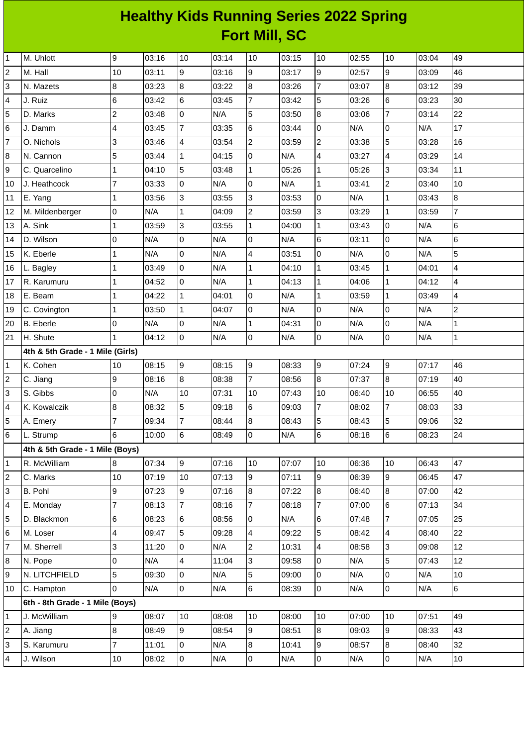# Healthy Kids Running Series 2022 Spring
## Fort Mill, SC

| | | | | | | | | | | | | |
|---|---|---|---|---|---|---|---|---|---|---|---|---|
| 1 | M. Uhlott | 9 | 03:16 | 10 | 03:14 | 10 | 03:15 | 10 | 02:55 | 10 | 03:04 | 49 |
| 2 | M. Hall | 10 | 03:11 | 9 | 03:16 | 9 | 03:17 | 9 | 02:57 | 9 | 03:09 | 46 |
| 3 | N. Mazets | 8 | 03:23 | 8 | 03:22 | 8 | 03:26 | 7 | 03:07 | 8 | 03:12 | 39 |
| 4 | J. Ruiz | 6 | 03:42 | 6 | 03:45 | 7 | 03:42 | 5 | 03:26 | 6 | 03:23 | 30 |
| 5 | D. Marks | 2 | 03:48 | 0 | N/A | 5 | 03:50 | 8 | 03:06 | 7 | 03:14 | 22 |
| 6 | J. Damm | 4 | 03:45 | 7 | 03:35 | 6 | 03:44 | 0 | N/A | 0 | N/A | 17 |
| 7 | O. Nichols | 3 | 03:46 | 4 | 03:54 | 2 | 03:59 | 2 | 03:38 | 5 | 03:28 | 16 |
| 8 | N. Cannon | 5 | 03:44 | 1 | 04:15 | 0 | N/A | 4 | 03:27 | 4 | 03:29 | 14 |
| 9 | C. Quarcelino | 1 | 04:10 | 5 | 03:48 | 1 | 05:26 | 1 | 05:26 | 3 | 03:34 | 11 |
| 10 | J. Heathcock | 7 | 03:33 | 0 | N/A | 0 | N/A | 1 | 03:41 | 2 | 03:40 | 10 |
| 11 | E. Yang | 1 | 03:56 | 3 | 03:55 | 3 | 03:53 | 0 | N/A | 1 | 03:43 | 8 |
| 12 | M. Mildenberger | 0 | N/A | 1 | 04:09 | 2 | 03:59 | 3 | 03:29 | 1 | 03:59 | 7 |
| 13 | A. Sink | 1 | 03:59 | 3 | 03:55 | 1 | 04:00 | 1 | 03:43 | 0 | N/A | 6 |
| 14 | D. Wilson | 0 | N/A | 0 | N/A | 0 | N/A | 6 | 03:11 | 0 | N/A | 6 |
| 15 | K. Eberle | 1 | N/A | 0 | N/A | 4 | 03:51 | 0 | N/A | 0 | N/A | 5 |
| 16 | L. Bagley | 1 | 03:49 | 0 | N/A | 1 | 04:10 | 1 | 03:45 | 1 | 04:01 | 4 |
| 17 | R. Karumuru | 1 | 04:52 | 0 | N/A | 1 | 04:13 | 1 | 04:06 | 1 | 04:12 | 4 |
| 18 | E. Beam | 1 | 04:22 | 1 | 04:01 | 0 | N/A | 1 | 03:59 | 1 | 03:49 | 4 |
| 19 | C. Covington | 1 | 03:50 | 1 | 04:07 | 0 | N/A | 0 | N/A | 0 | N/A | 2 |
| 20 | B. Eberle | 0 | N/A | 0 | N/A | 1 | 04:31 | 0 | N/A | 0 | N/A | 1 |
| 21 | H. Shute | 1 | 04:12 | 0 | N/A | 0 | N/A | 0 | N/A | 0 | N/A | 1 |
| | **4th & 5th Grade - 1 Mile (Girls)** | | | | | | | | | | | |
| 1 | K. Cohen | 10 | 08:15 | 9 | 08:15 | 9 | 08:33 | 9 | 07:24 | 9 | 07:17 | 46 |
| 2 | C. Jiang | 9 | 08:16 | 8 | 08:38 | 7 | 08:56 | 8 | 07:37 | 8 | 07:19 | 40 |
| 3 | S. Gibbs | 0 | N/A | 10 | 07:31 | 10 | 07:43 | 10 | 06:40 | 10 | 06:55 | 40 |
| 4 | K. Kowalczik | 8 | 08:32 | 5 | 09:18 | 6 | 09:03 | 7 | 08:02 | 7 | 08:03 | 33 |
| 5 | A. Emery | 7 | 09:34 | 7 | 08:44 | 8 | 08:43 | 5 | 08:43 | 5 | 09:06 | 32 |
| 6 | L. Strump | 6 | 10:00 | 6 | 08:49 | 0 | N/A | 6 | 08:18 | 6 | 08:23 | 24 |
| | **4th & 5th Grade - 1 Mile (Boys)** | | | | | | | | | | | |
| 1 | R. McWilliam | 8 | 07:34 | 9 | 07:16 | 10 | 07:07 | 10 | 06:36 | 10 | 06:43 | 47 |
| 2 | C. Marks | 10 | 07:19 | 10 | 07:13 | 9 | 07:11 | 9 | 06:39 | 9 | 06:45 | 47 |
| 3 | B. Pohl | 9 | 07:23 | 9 | 07:16 | 8 | 07:22 | 8 | 06:40 | 8 | 07:00 | 42 |
| 4 | E. Monday | 7 | 08:13 | 7 | 08:16 | 7 | 08:18 | 7 | 07:00 | 6 | 07:13 | 34 |
| 5 | D. Blackmon | 6 | 08:23 | 6 | 08:56 | 0 | N/A | 6 | 07:48 | 7 | 07:05 | 25 |
| 6 | M. Loser | 4 | 09:47 | 5 | 09:28 | 4 | 09:22 | 5 | 08:42 | 4 | 08:40 | 22 |
| 7 | M. Sherrell | 3 | 11:20 | 0 | N/A | 2 | 10:31 | 4 | 08:58 | 3 | 09:08 | 12 |
| 8 | N. Pope | 0 | N/A | 4 | 11:04 | 3 | 09:58 | 0 | N/A | 5 | 07:43 | 12 |
| 9 | N. LITCHFIELD | 5 | 09:30 | 0 | N/A | 5 | 09:00 | 0 | N/A | 0 | N/A | 10 |
| 10 | C. Hampton | 0 | N/A | 0 | N/A | 6 | 08:39 | 0 | N/A | 0 | N/A | 6 |
| | **6th - 8th Grade - 1 Mile (Boys)** | | | | | | | | | | | |
| 1 | J. McWilliam | 9 | 08:07 | 10 | 08:08 | 10 | 08:00 | 10 | 07:00 | 10 | 07:51 | 49 |
| 2 | A. Jiang | 8 | 08:49 | 9 | 08:54 | 9 | 08:51 | 8 | 09:03 | 9 | 08:33 | 43 |
| 3 | S. Karumuru | 7 | 11:01 | 0 | N/A | 8 | 10:41 | 9 | 08:57 | 8 | 08:40 | 32 |
| 4 | J. Wilson | 10 | 08:02 | 0 | N/A | 0 | N/A | 0 | N/A | 0 | N/A | 10 |